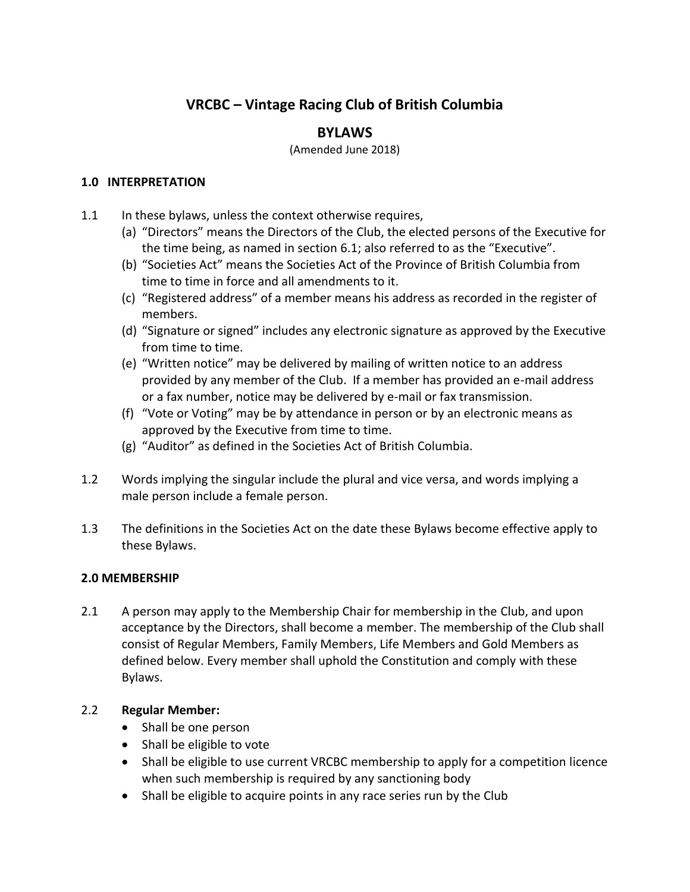# VRCBC – Vintage Racing Club of British Columbia

## BYLAWS

(Amended June 2018)

### 1.0 INTERPRETATION

1.1 In these bylaws, unless the context otherwise requires,

(a) "Directors" means the Directors of the Club, the elected persons of the Executive for the time being, as named in section 6.1; also referred to as the "Executive".

(b) "Societies Act" means the Societies Act of the Province of British Columbia from time to time in force and all amendments to it.

(c) "Registered address" of a member means his address as recorded in the register of members.

(d) "Signature or signed" includes any electronic signature as approved by the Executive from time to time.

(e) "Written notice" may be delivered by mailing of written notice to an address provided by any member of the Club. If a member has provided an e-mail address or a fax number, notice may be delivered by e-mail or fax transmission.

(f) "Vote or Voting" may be by attendance in person or by an electronic means as approved by the Executive from time to time.

(g) "Auditor" as defined in the Societies Act of British Columbia.

1.2 Words implying the singular include the plural and vice versa, and words implying a male person include a female person.

1.3 The definitions in the Societies Act on the date these Bylaws become effective apply to these Bylaws.

### 2.0 MEMBERSHIP

2.1 A person may apply to the Membership Chair for membership in the Club, and upon acceptance by the Directors, shall become a member. The membership of the Club shall consist of Regular Members, Family Members, Life Members and Gold Members as defined below. Every member shall uphold the Constitution and comply with these Bylaws.

2.2 **Regular Member:**

- Shall be one person
- Shall be eligible to vote
- Shall be eligible to use current VRCBC membership to apply for a competition licence when such membership is required by any sanctioning body
- Shall be eligible to acquire points in any race series run by the Club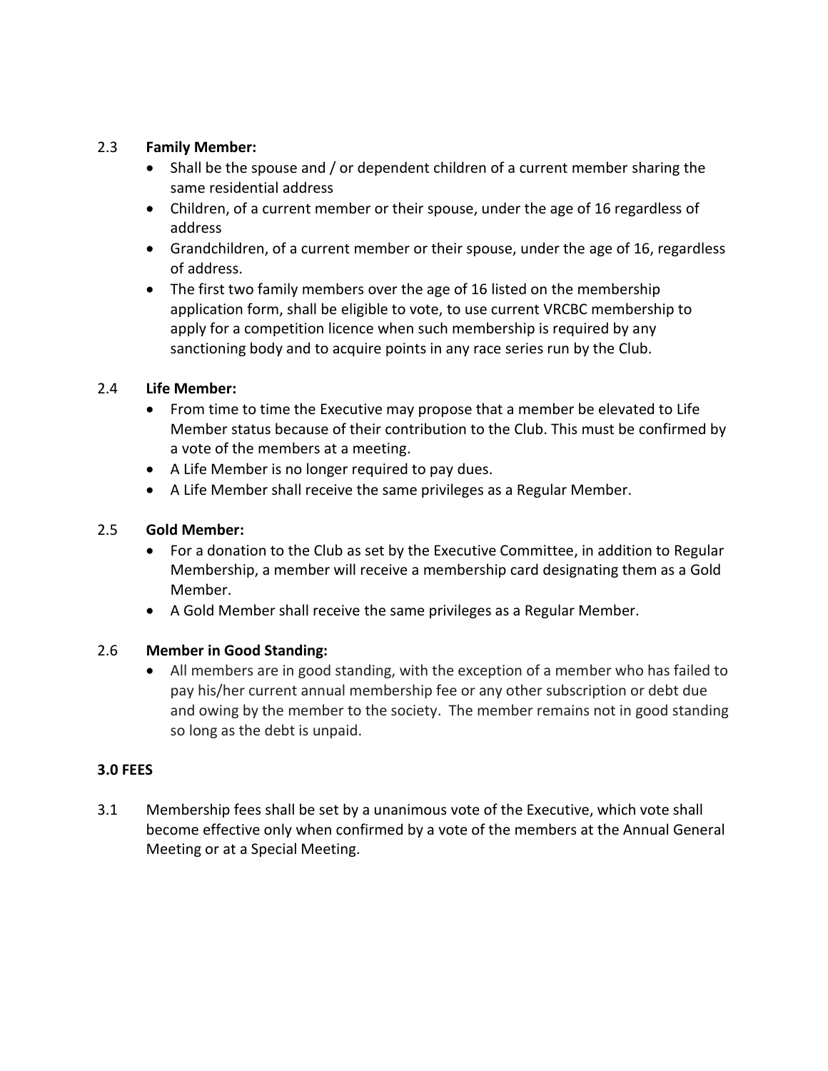2.3 **Family Member:**

- Shall be the spouse and / or dependent children of a current member sharing the same residential address
- Children, of a current member or their spouse, under the age of 16 regardless of address
- Grandchildren, of a current member or their spouse, under the age of 16, regardless of address.
- The first two family members over the age of 16 listed on the membership application form, shall be eligible to vote, to use current VRCBC membership to apply for a competition licence when such membership is required by any sanctioning body and to acquire points in any race series run by the Club.

2.4 **Life Member:**

- From time to time the Executive may propose that a member be elevated to Life Member status because of their contribution to the Club. This must be confirmed by a vote of the members at a meeting.
- A Life Member is no longer required to pay dues.
- A Life Member shall receive the same privileges as a Regular Member.

2.5 **Gold Member:**

- For a donation to the Club as set by the Executive Committee, in addition to Regular Membership, a member will receive a membership card designating them as a Gold Member.
- A Gold Member shall receive the same privileges as a Regular Member.

2.6 **Member in Good Standing:**

- All members are in good standing, with the exception of a member who has failed to pay his/her current annual membership fee or any other subscription or debt due and owing by the member to the society. The member remains not in good standing so long as the debt is unpaid.

**3.0 FEES**

3.1 Membership fees shall be set by a unanimous vote of the Executive, which vote shall become effective only when confirmed by a vote of the members at the Annual General Meeting or at a Special Meeting.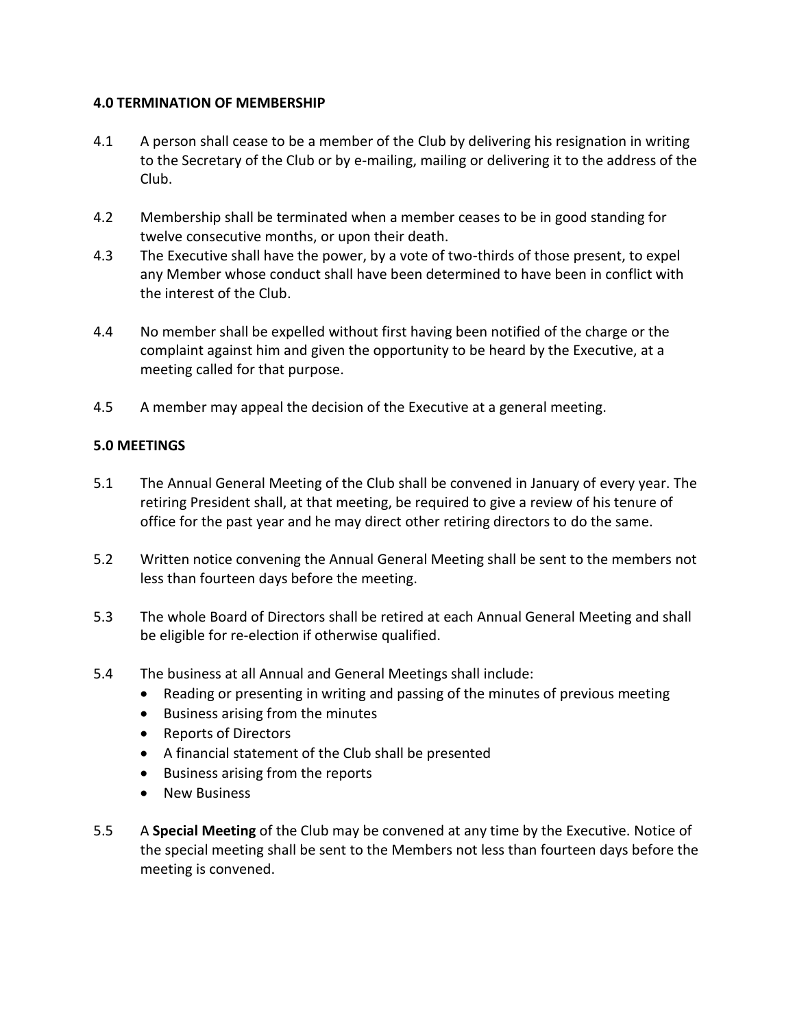**4.0 TERMINATION OF MEMBERSHIP**

4.1 A person shall cease to be a member of the Club by delivering his resignation in writing to the Secretary of the Club or by e-mailing, mailing or delivering it to the address of the Club.

4.2 Membership shall be terminated when a member ceases to be in good standing for twelve consecutive months, or upon their death.

4.3 The Executive shall have the power, by a vote of two-thirds of those present, to expel any Member whose conduct shall have been determined to have been in conflict with the interest of the Club.

4.4 No member shall be expelled without first having been notified of the charge or the complaint against him and given the opportunity to be heard by the Executive, at a meeting called for that purpose.

4.5 A member may appeal the decision of the Executive at a general meeting.

**5.0 MEETINGS**

5.1 The Annual General Meeting of the Club shall be convened in January of every year. The retiring President shall, at that meeting, be required to give a review of his tenure of office for the past year and he may direct other retiring directors to do the same.

5.2 Written notice convening the Annual General Meeting shall be sent to the members not less than fourteen days before the meeting.

5.3 The whole Board of Directors shall be retired at each Annual General Meeting and shall be eligible for re-election if otherwise qualified.

5.4 The business at all Annual and General Meetings shall include:

- Reading or presenting in writing and passing of the minutes of previous meeting
- Business arising from the minutes
- Reports of Directors
- A financial statement of the Club shall be presented
- Business arising from the reports
- New Business

5.5 A **Special Meeting** of the Club may be convened at any time by the Executive. Notice of the special meeting shall be sent to the Members not less than fourteen days before the meeting is convened.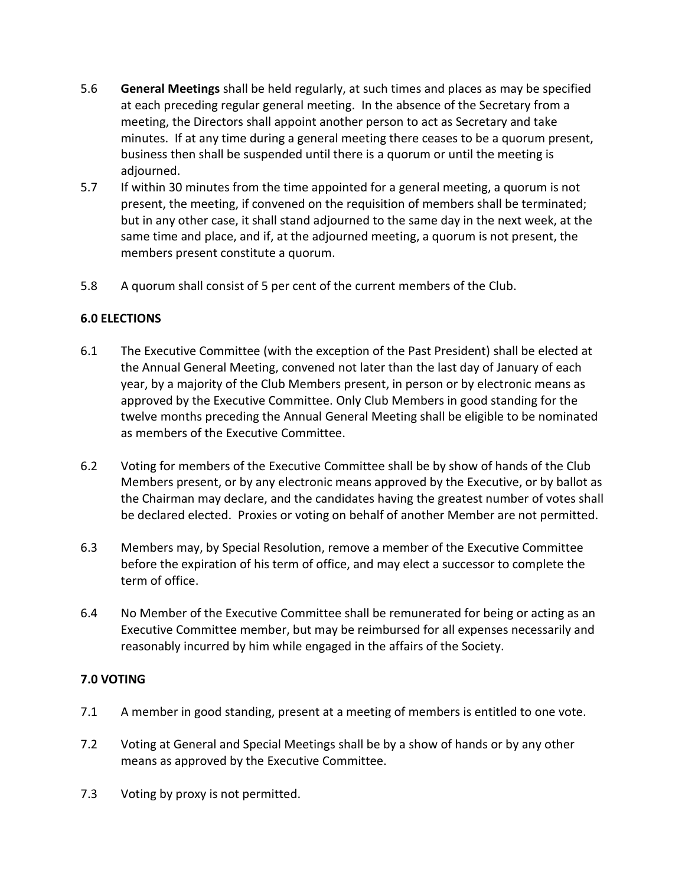5.6 **General Meetings** shall be held regularly, at such times and places as may be specified at each preceding regular general meeting. In the absence of the Secretary from a meeting, the Directors shall appoint another person to act as Secretary and take minutes. If at any time during a general meeting there ceases to be a quorum present, business then shall be suspended until there is a quorum or until the meeting is adjourned.

5.7 If within 30 minutes from the time appointed for a general meeting, a quorum is not present, the meeting, if convened on the requisition of members shall be terminated; but in any other case, it shall stand adjourned to the same day in the next week, at the same time and place, and if, at the adjourned meeting, a quorum is not present, the members present constitute a quorum.

5.8 A quorum shall consist of 5 per cent of the current members of the Club.

## 6.0 ELECTIONS

6.1 The Executive Committee (with the exception of the Past President) shall be elected at the Annual General Meeting, convened not later than the last day of January of each year, by a majority of the Club Members present, in person or by electronic means as approved by the Executive Committee. Only Club Members in good standing for the twelve months preceding the Annual General Meeting shall be eligible to be nominated as members of the Executive Committee.

6.2 Voting for members of the Executive Committee shall be by show of hands of the Club Members present, or by any electronic means approved by the Executive, or by ballot as the Chairman may declare, and the candidates having the greatest number of votes shall be declared elected. Proxies or voting on behalf of another Member are not permitted.

6.3 Members may, by Special Resolution, remove a member of the Executive Committee before the expiration of his term of office, and may elect a successor to complete the term of office.

6.4 No Member of the Executive Committee shall be remunerated for being or acting as an Executive Committee member, but may be reimbursed for all expenses necessarily and reasonably incurred by him while engaged in the affairs of the Society.

## 7.0 VOTING

7.1 A member in good standing, present at a meeting of members is entitled to one vote.

7.2 Voting at General and Special Meetings shall be by a show of hands or by any other means as approved by the Executive Committee.

7.3 Voting by proxy is not permitted.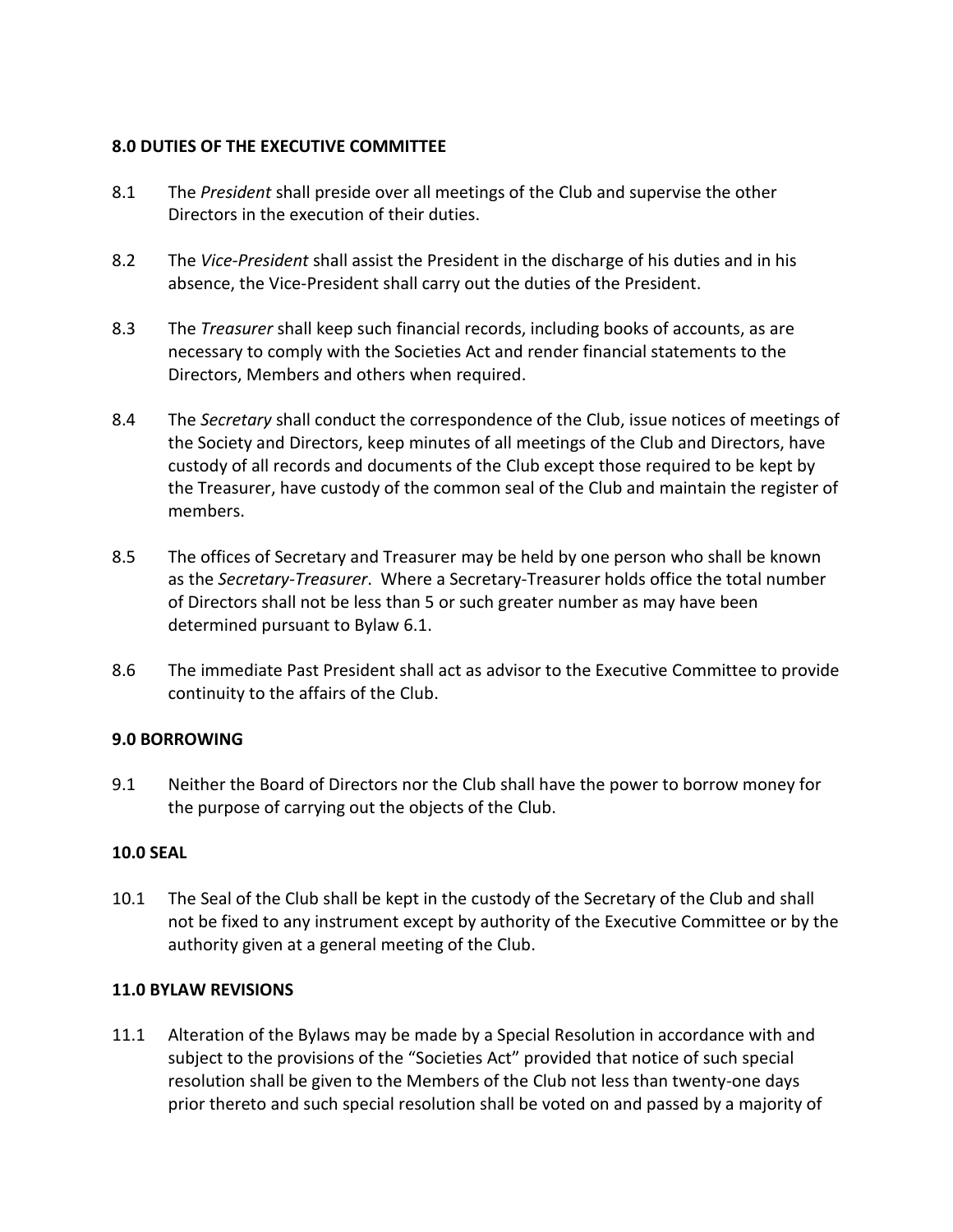### 8.0 DUTIES OF THE EXECUTIVE COMMITTEE

8.1 The *President* shall preside over all meetings of the Club and supervise the other Directors in the execution of their duties.

8.2 The *Vice-President* shall assist the President in the discharge of his duties and in his absence, the Vice-President shall carry out the duties of the President.

8.3 The *Treasurer* shall keep such financial records, including books of accounts, as are necessary to comply with the Societies Act and render financial statements to the Directors, Members and others when required.

8.4 The *Secretary* shall conduct the correspondence of the Club, issue notices of meetings of the Society and Directors, keep minutes of all meetings of the Club and Directors, have custody of all records and documents of the Club except those required to be kept by the Treasurer, have custody of the common seal of the Club and maintain the register of members.

8.5 The offices of Secretary and Treasurer may be held by one person who shall be known as the *Secretary-Treasurer*. Where a Secretary-Treasurer holds office the total number of Directors shall not be less than 5 or such greater number as may have been determined pursuant to Bylaw 6.1.

8.6 The immediate Past President shall act as advisor to the Executive Committee to provide continuity to the affairs of the Club.

### 9.0 BORROWING

9.1 Neither the Board of Directors nor the Club shall have the power to borrow money for the purpose of carrying out the objects of the Club.

### 10.0 SEAL

10.1 The Seal of the Club shall be kept in the custody of the Secretary of the Club and shall not be fixed to any instrument except by authority of the Executive Committee or by the authority given at a general meeting of the Club.

### 11.0 BYLAW REVISIONS

11.1 Alteration of the Bylaws may be made by a Special Resolution in accordance with and subject to the provisions of the "Societies Act" provided that notice of such special resolution shall be given to the Members of the Club not less than twenty-one days prior thereto and such special resolution shall be voted on and passed by a majority of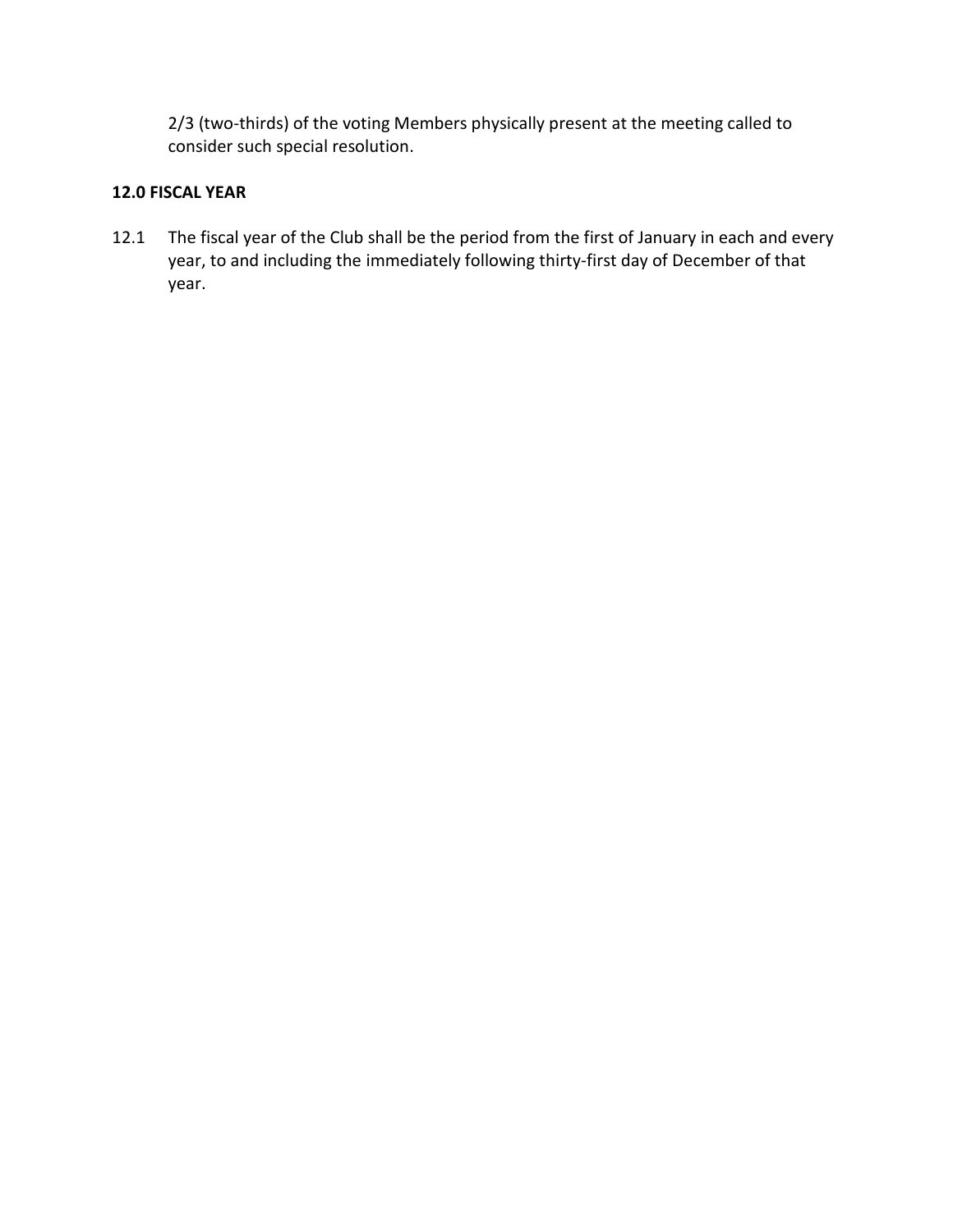2/3 (two-thirds) of the voting Members physically present at the meeting called to consider such special resolution.

**12.0 FISCAL YEAR**

12.1 The fiscal year of the Club shall be the period from the first of January in each and every year, to and including the immediately following thirty-first day of December of that year.